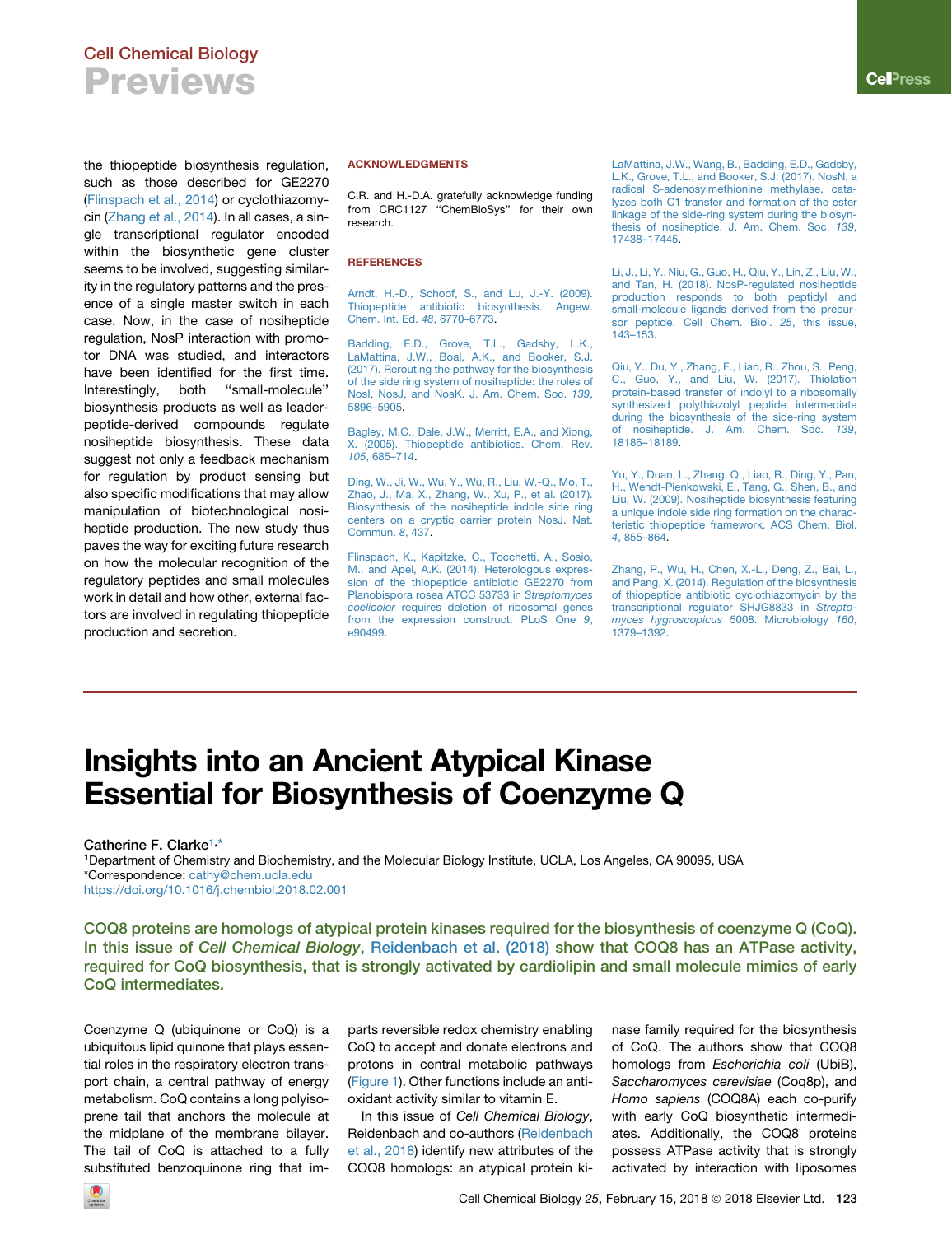the thiopeptide biosynthesis regulation, such as those described for GE2270 (Flinspach et al., 2014) or cyclothiazomycin (Zhang et al., 2014). In all cases, a single transcriptional regulator encoded within the biosynthetic gene cluster seems to be involved, suggesting similarity in the regulatory patterns and the presence of a single master switch in each case. Now, in the case of nosiheptide regulation, NosP interaction with promotor DNA was studied, and interactors have been identified for the first time. Interestingly, both "small-molecule" biosynthesis products as well as leader-peptide-derived compounds regulate nosiheptide biosynthesis. These data suggest not only a feedback mechanism for regulation by product sensing but also specific modifications that may allow manipulation of biotechnological nosiheptide production. The new study thus paves the way for exciting future research on how the molecular recognition of the regulatory peptides and small molecules work in detail and how other, external factors are involved in regulating thiopeptide production and secretion.

## ACKNOWLEDGMENTS

C.R. and H.-D.A. gratefully acknowledge funding from CRC1127 "ChemBioSys" for their own research.

## REFERENCES

Arndt, H.-D., Schoof, S., and Lu, J.-Y. (2009). Thiopeptide antibiotic biosynthesis. Angew. Chem. Int. Ed. *48*, 6770–6773.

Badding, E.D., Grove, T.L., Gadsby, L.K., LaMattina, J.W., Boal, A.K., and Booker, S.J. (2017). Rerouting the pathway for the biosynthesis of the side ring system of nosiheptide: the roles of NosI, NosJ, and NosK. J. Am. Chem. Soc. *139*, 5896–5905.

Bagley, M.C., Dale, J.W., Merritt, E.A., and Xiong, X. (2005). Thiopeptide antibiotics. Chem. Rev. *105*, 685–714.

Ding, W., Ji, W., Wu, Y., Wu, R., Liu, W.-Q., Mo, T., Zhao, J., Ma, X., Zhang, W., Xu, P., et al. (2017). Biosynthesis of the nosiheptide indole side ring centers on a cryptic carrier protein NosJ. Nat. Commun. *8*, 437.

Flinspach, K., Kapitzke, C., Tocchetti, A., Sosio, M., and Apel, A.K. (2014). Heterologous expression of the thiopeptide antibiotic GE2270 from Planobispora rosea ATCC 53733 in *Streptomyces coelicolor* requires deletion of ribosomal genes from the expression construct. PLoS One *9*, e90499.

LaMattina, J.W., Wang, B., Badding, E.D., Gadsby, L.K., Grove, T.L., and Booker, S.J. (2017). NosN, a radical S-adenosylmethionine methylase, catalyzes both C1 transfer and formation of the ester linkage of the side-ring system during the biosynthesis of nosiheptide. J. Am. Chem. Soc. *139*, 17438–17445.

Li, J., Li, Y., Niu, G., Guo, H., Qiu, Y., Lin, Z., Liu, W., and Tan, H. (2018). NosP-regulated nosiheptide production responds to both peptidyl and small-molecule ligands derived from the precursor peptide. Cell Chem. Biol. *25*, this issue, 143–153.

Qiu, Y., Du, Y., Zhang, F., Liao, R., Zhou, S., Peng, C., Guo, Y., and Liu, W. (2017). Thiolation protein-based transfer of indolyl to a ribosomally synthesized polythiazolyl peptide intermediate during the biosynthesis of the side-ring system of nosiheptide. J. Am. Chem. Soc. *139*, 18186–18189.

Yu, Y., Duan, L., Zhang, Q., Liao, R., Ding, Y., Pan, H., Wendt-Pienkowski, E., Tang, G., Shen, B., and Liu, W. (2009). Nosiheptide biosynthesis featuring a unique indole side ring formation on the characteristic thiopeptide framework. ACS Chem. Biol. *4*, 855–864.

Zhang, P., Wu, H., Chen, X.-L., Deng, Z., Bai, L., and Pang, X. (2014). Regulation of the biosynthesis of thiopeptide antibiotic cyclothiazomycin by the transcriptional regulator SHJG8833 in *Streptomyces hygroscopicus* 5008. Microbiology *160*, 1379–1392.

---

# Insights into an Ancient Atypical Kinase Essential for Biosynthesis of Coenzyme Q

Catherine F. Clarke[1,*]

[1]Department of Chemistry and Biochemistry, and the Molecular Biology Institute, UCLA, Los Angeles, CA 90095, USA
*Correspondence: cathy@chem.ucla.edu
https://doi.org/10.1016/j.chembiol.2018.02.001

**COQ8 proteins are homologs of atypical protein kinases required for the biosynthesis of coenzyme Q (CoQ). In this issue of *Cell Chemical Biology*, Reidenbach et al. (2018) show that COQ8 has an ATPase activity, required for CoQ biosynthesis, that is strongly activated by cardiolipin and small molecule mimics of early CoQ intermediates.**

Coenzyme Q (ubiquinone or CoQ) is a ubiquitous lipid quinone that plays essential roles in the respiratory electron transport chain, a central pathway of energy metabolism. CoQ contains a long polyisoprene tail that anchors the molecule at the midplane of the membrane bilayer. The tail of CoQ is attached to a fully substituted benzoquinone ring that imparts reversible redox chemistry enabling CoQ to accept and donate electrons and protons in central metabolic pathways (Figure 1). Other functions include an antioxidant activity similar to vitamin E.

In this issue of *Cell Chemical Biology*, Reidenbach and co-authors (Reidenbach et al., 2018) identify new attributes of the COQ8 homologs: an atypical protein kinase family required for the biosynthesis of CoQ. The authors show that COQ8 homologs from *Escherichia coli* (UbiB), *Saccharomyces cerevisiae* (Coq8p), and *Homo sapiens* (COQ8A) each co-purify with early CoQ biosynthetic intermediates. Additionally, the COQ8 proteins possess ATPase activity that is strongly activated by interaction with liposomes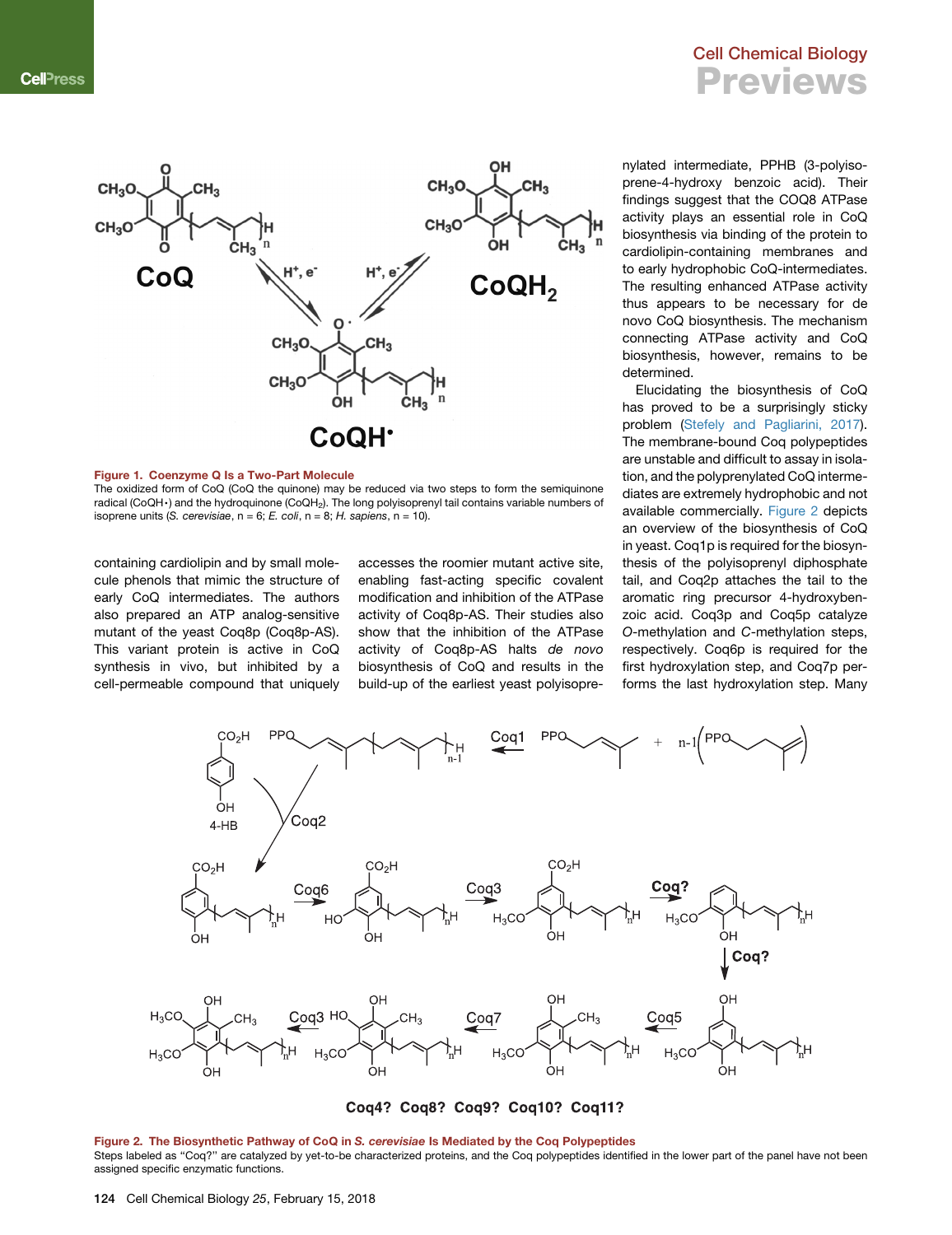Figure 1. Coenzyme Q Is a Two-Part Molecule

The oxidized form of CoQ (CoQ the quinone) may be reduced via two steps to form the semiquinone radical (CoQH•) and the hydroquinone ($CoQH_2$). The long polyisoprenyl tail contains variable numbers of isoprene units (*S. cerevisiae*, n = 6; *E. coli*, n = 8; *H. sapiens*, n = 10).

containing cardiolipin and by small molecule phenols that mimic the structure of early CoQ intermediates. The authors also prepared an ATP analog-sensitive mutant of the yeast Coq8p (Coq8p-AS). This variant protein is active in CoQ synthesis in vivo, but inhibited by a cell-permeable compound that uniquely accesses the roomier mutant active site, enabling fast-acting specific covalent modification and inhibition of the ATPase activity of Coq8p-AS. Their studies also show that the inhibition of the ATPase activity of Coq8p-AS halts *de novo* biosynthesis of CoQ and results in the build-up of the earliest yeast polyisoprenylated intermediate, PPHB (3-polyisoprene-4-hydroxy benzoic acid). Their findings suggest that the COQ8 ATPase activity plays an essential role in CoQ biosynthesis via binding of the protein to cardiolipin-containing membranes and to early hydrophobic CoQ-intermediates. The resulting enhanced ATPase activity thus appears to be necessary for de novo CoQ biosynthesis. The mechanism connecting ATPase activity and CoQ biosynthesis, however, remains to be determined.

Elucidating the biosynthesis of CoQ has proved to be a surprisingly sticky problem (Stefely and Pagliarini, 2017). The membrane-bound Coq polypeptides are unstable and difficult to assay in isolation, and the polyprenylated CoQ intermediates are extremely hydrophobic and not available commercially. Figure 2 depicts an overview of the biosynthesis of CoQ in yeast. Coq1p is required for the biosynthesis of the polyisoprenyl diphosphate tail, and Coq2p attaches the tail to the aromatic ring precursor 4-hydroxybenzoic acid. Coq3p and Coq5p catalyze *O*-methylation and *C*-methylation steps, respectively. Coq6p is required for the first hydroxylation step, and Coq7p performs the last hydroxylation step. Many

Figure 2. The Biosynthetic Pathway of CoQ in *S. cerevisiae* Is Mediated by the Coq Polypeptides

Steps labeled as "Coq?" are catalyzed by yet-to-be characterized proteins, and the Coq polypeptides identified in the lower part of the panel have not been assigned specific enzymatic functions.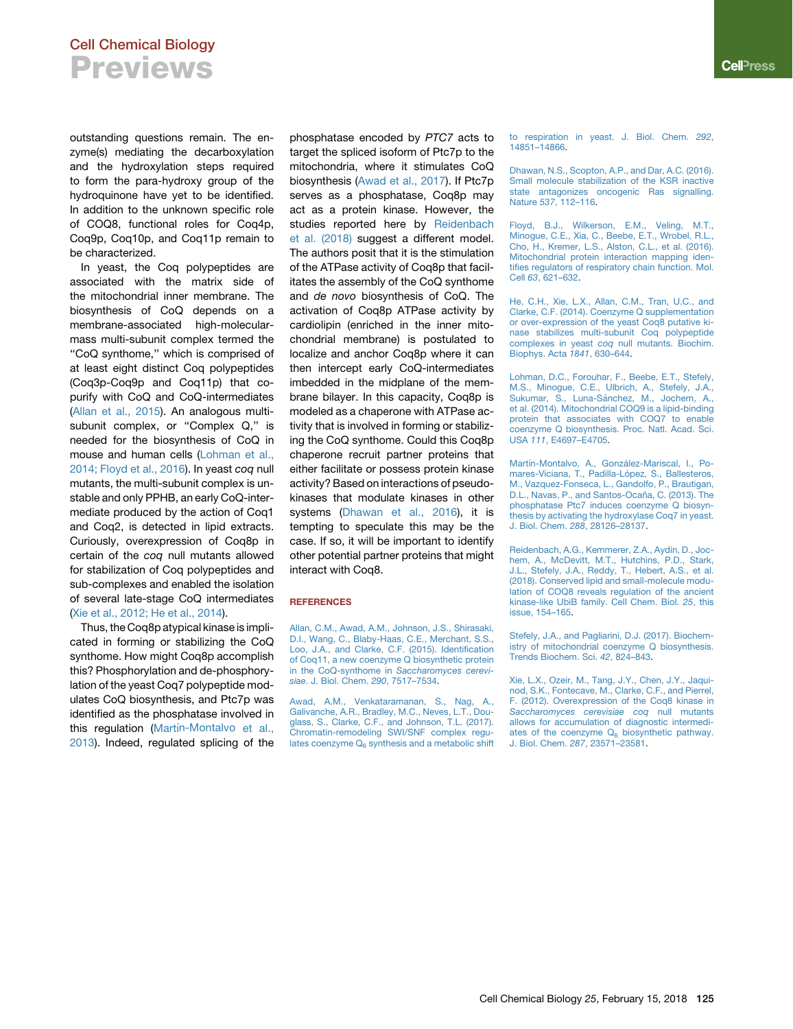outstanding questions remain. The enzyme(s) mediating the decarboxylation and the hydroxylation steps required to form the para-hydroxy group of the hydroquinone have yet to be identified. In addition to the unknown specific role of COQ8, functional roles for Coq4p, Coq9p, Coq10p, and Coq11p remain to be characterized.

In yeast, the Coq polypeptides are associated with the matrix side of the mitochondrial inner membrane. The biosynthesis of CoQ depends on a membrane-associated high-molecular-mass multi-subunit complex termed the "CoQ synthome," which is comprised of at least eight distinct Coq polypeptides (Coq3p-Coq9p and Coq11p) that co-purify with CoQ and CoQ-intermediates (Allan et al., 2015). An analogous multi-subunit complex, or "Complex Q," is needed for the biosynthesis of CoQ in mouse and human cells (Lohman et al., 2014; Floyd et al., 2016). In yeast *coq* null mutants, the multi-subunit complex is unstable and only PPHB, an early CoQ-intermediate produced by the action of Coq1 and Coq2, is detected in lipid extracts. Curiously, overexpression of Coq8p in certain of the *coq* null mutants allowed for stabilization of Coq polypeptides and sub-complexes and enabled the isolation of several late-stage CoQ intermediates (Xie et al., 2012; He et al., 2014).

Thus, the Coq8p atypical kinase is implicated in forming or stabilizing the CoQ synthome. How might Coq8p accomplish this? Phosphorylation and de-phosphorylation of the yeast Coq7 polypeptide modulates CoQ biosynthesis, and Ptc7p was identified as the phosphatase involved in this regulation (Martín-Montalvo et al., 2013). Indeed, regulated splicing of the phosphatase encoded by *PTC7* acts to target the spliced isoform of Ptc7p to the mitochondria, where it stimulates CoQ biosynthesis (Awad et al., 2017). If Ptc7p serves as a phosphatase, Coq8p may act as a protein kinase. However, the studies reported here by Reidenbach et al. (2018) suggest a different model. The authors posit that it is the stimulation of the ATPase activity of Coq8p that facilitates the assembly of the CoQ synthome and *de novo* biosynthesis of CoQ. The activation of Coq8p ATPase activity by cardiolipin (enriched in the inner mitochondrial membrane) is postulated to localize and anchor Coq8p where it can then intercept early CoQ-intermediates imbedded in the midplane of the membrane bilayer. In this capacity, Coq8p is modeled as a chaperone with ATPase activity that is involved in forming or stabilizing the CoQ synthome. Could this Coq8p chaperone recruit partner proteins that either facilitate or possess protein kinase activity? Based on interactions of pseudokinases that modulate kinases in other systems (Dhawan et al., 2016), it is tempting to speculate this may be the case. If so, it will be important to identify other potential partner proteins that might interact with Coq8.

## REFERENCES

Allan, C.M., Awad, A.M., Johnson, J.S., Shirasaki, D.I., Wang, C., Blaby-Haas, C.E., Merchant, S.S., Loo, J.A., and Clarke, C.F. (2015). Identification of Coq11, a new coenzyme Q biosynthetic protein in the CoQ-synthome in *Saccharomyces cerevisiae*. J. Biol. Chem. *290*, 7517–7534.

Awad, A.M., Venkataramanan, S., Nag, A., Galivanche, A.R., Bradley, M.C., Neves, L.T., Douglass, S., Clarke, C.F., and Johnson, T.L. (2017). Chromatin-remodeling SWI/SNF complex regulates coenzyme $Q_6$ synthesis and a metabolic shift to respiration in yeast. J. Biol. Chem. *292*, 14851–14866.

Dhawan, N.S., Scopton, A.P., and Dar, A.C. (2016). Small molecule stabilization of the KSR inactive state antagonizes oncogenic Ras signalling. Nature *537*, 112–116.

Floyd, B.J., Wilkerson, E.M., Veling, M.T., Minogue, C.E., Xia, C., Beebe, E.T., Wrobel, R.L., Cho, H., Kremer, L.S., Alston, C.L., et al. (2016). Mitochondrial protein interaction mapping identifies regulators of respiratory chain function. Mol. Cell *63*, 621–632.

He, C.H., Xie, L.X., Allan, C.M., Tran, U.C., and Clarke, C.F. (2014). Coenzyme Q supplementation or over-expression of the yeast Coq8 putative kinase stabilizes multi-subunit Coq polypeptide complexes in yeast *coq* null mutants. Biochim. Biophys. Acta *1841*, 630–644.

Lohman, D.C., Forouhar, F., Beebe, E.T., Stefely, M.S., Minogue, C.E., Ulbrich, A., Stefely, J.A., Sukumar, S., Luna-Sánchez, M., Jochem, A., et al. (2014). Mitochondrial COQ9 is a lipid-binding protein that associates with COQ7 to enable coenzyme Q biosynthesis. Proc. Natl. Acad. Sci. USA *111*, E4697–E4705.

Martín-Montalvo, A., González-Mariscal, I., Pomares-Viciana, T., Padilla-López, S., Ballesteros, M., Vazquez-Fonseca, L., Gandolfo, P., Brautigan, D.L., Navas, P., and Santos-Ocaña, C. (2013). The phosphatase Ptc7 induces coenzyme Q biosynthesis by activating the hydroxylase Coq7 in yeast. J. Biol. Chem. *288*, 28126–28137.

Reidenbach, A.G., Kemmerer, Z.A., Aydin, D., Jochem, A., McDevitt, M.T., Hutchins, P.D., Stark, J.L., Stefely, J.A., Reddy, T., Hebert, A.S., et al. (2018). Conserved lipid and small-molecule modulation of COQ8 reveals regulation of the ancient kinase-like UbiB family. Cell Chem. Biol. *25*, this issue, 154–165.

Stefely, J.A., and Pagliarini, D.J. (2017). Biochemistry of mitochondrial coenzyme Q biosynthesis. Trends Biochem. Sci. *42*, 824–843.

Xie, L.X., Ozeir, M., Tang, J.Y., Chen, J.Y., Jaquinod, S.K., Fontecave, M., Clarke, C.F., and Pierrel, F. (2012). Overexpression of the Coq8 kinase in *Saccharomyces cerevisiae coq* null mutants allows for accumulation of diagnostic intermediates of the coenzyme $Q_6$ biosynthetic pathway. J. Biol. Chem. *287*, 23571–23581.